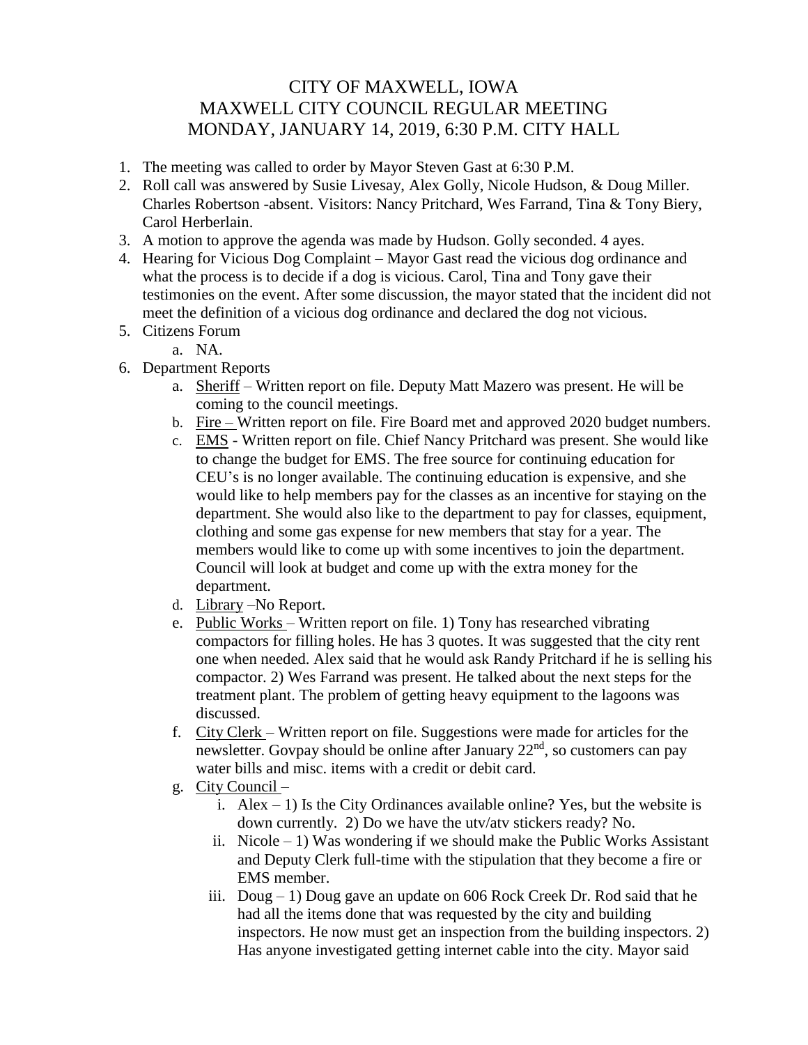# CITY OF MAXWELL, IOWA
# MAXWELL CITY COUNCIL REGULAR MEETING
# MONDAY, JANUARY 14, 2019, 6:30 P.M. CITY HALL

1. The meeting was called to order by Mayor Steven Gast at 6:30 P.M.
2. Roll call was answered by Susie Livesay, Alex Golly, Nicole Hudson, & Doug Miller. Charles Robertson -absent. Visitors: Nancy Pritchard, Wes Farrand, Tina & Tony Biery, Carol Herberlain.
3. A motion to approve the agenda was made by Hudson. Golly seconded. 4 ayes.
4. Hearing for Vicious Dog Complaint – Mayor Gast read the vicious dog ordinance and what the process is to decide if a dog is vicious. Carol, Tina and Tony gave their testimonies on the event. After some discussion, the mayor stated that the incident did not meet the definition of a vicious dog ordinance and declared the dog not vicious.
5. Citizens Forum
   a. NA.
6. Department Reports
   a. Sheriff – Written report on file. Deputy Matt Mazero was present. He will be coming to the council meetings.
   b. Fire – Written report on file. Fire Board met and approved 2020 budget numbers.
   c. EMS - Written report on file. Chief Nancy Pritchard was present. She would like to change the budget for EMS. The free source for continuing education for CEU's is no longer available. The continuing education is expensive, and she would like to help members pay for the classes as an incentive for staying on the department. She would also like to the department to pay for classes, equipment, clothing and some gas expense for new members that stay for a year. The members would like to come up with some incentives to join the department. Council will look at budget and come up with the extra money for the department.
   d. Library –No Report.
   e. Public Works – Written report on file. 1) Tony has researched vibrating compactors for filling holes. He has 3 quotes. It was suggested that the city rent one when needed. Alex said that he would ask Randy Pritchard if he is selling his compactor. 2) Wes Farrand was present. He talked about the next steps for the treatment plant. The problem of getting heavy equipment to the lagoons was discussed.
   f. City Clerk – Written report on file. Suggestions were made for articles for the newsletter. Govpay should be online after January 22nd, so customers can pay water bills and misc. items with a credit or debit card.
   g. City Council –
      i. Alex – 1) Is the City Ordinances available online? Yes, but the website is down currently. 2) Do we have the utv/atv stickers ready? No.
      ii. Nicole – 1) Was wondering if we should make the Public Works Assistant and Deputy Clerk full-time with the stipulation that they become a fire or EMS member.
      iii. Doug – 1) Doug gave an update on 606 Rock Creek Dr. Rod said that he had all the items done that was requested by the city and building inspectors. He now must get an inspection from the building inspectors. 2) Has anyone investigated getting internet cable into the city. Mayor said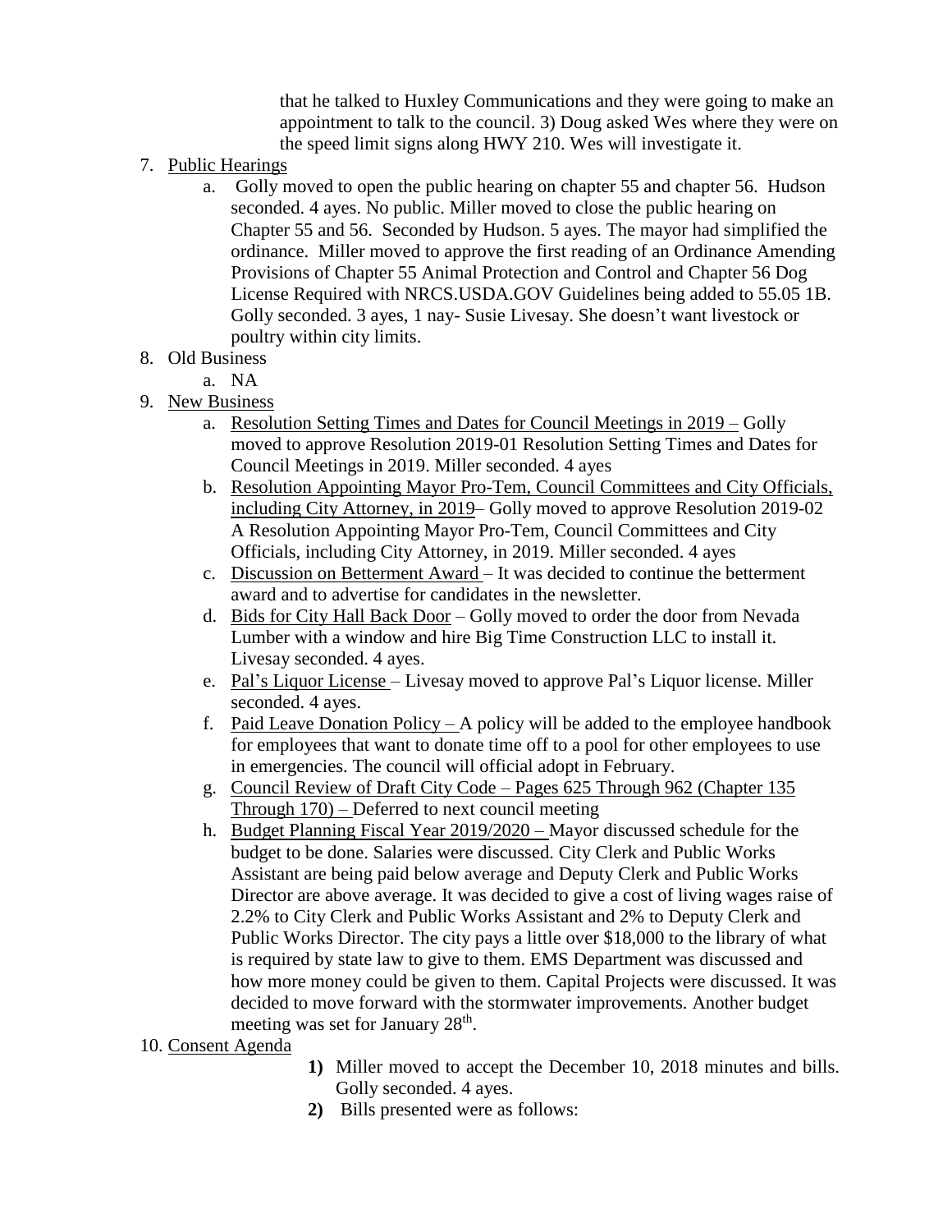that he talked to Huxley Communications and they were going to make an appointment to talk to the council. 3) Doug asked Wes where they were on the speed limit signs along HWY 210. Wes will investigate it.

7. Public Hearings
   a. Golly moved to open the public hearing on chapter 55 and chapter 56. Hudson seconded. 4 ayes. No public. Miller moved to close the public hearing on Chapter 55 and 56. Seconded by Hudson. 5 ayes. The mayor had simplified the ordinance. Miller moved to approve the first reading of an Ordinance Amending Provisions of Chapter 55 Animal Protection and Control and Chapter 56 Dog License Required with NRCS.USDA.GOV Guidelines being added to 55.05 1B. Golly seconded. 3 ayes, 1 nay- Susie Livesay. She doesn't want livestock or poultry within city limits.
8. Old Business
   a. NA
9. New Business
   a. Resolution Setting Times and Dates for Council Meetings in 2019 – Golly moved to approve Resolution 2019-01 Resolution Setting Times and Dates for Council Meetings in 2019. Miller seconded. 4 ayes
   b. Resolution Appointing Mayor Pro-Tem, Council Committees and City Officials, including City Attorney, in 2019– Golly moved to approve Resolution 2019-02 A Resolution Appointing Mayor Pro-Tem, Council Committees and City Officials, including City Attorney, in 2019. Miller seconded. 4 ayes
   c. Discussion on Betterment Award – It was decided to continue the betterment award and to advertise for candidates in the newsletter.
   d. Bids for City Hall Back Door – Golly moved to order the door from Nevada Lumber with a window and hire Big Time Construction LLC to install it. Livesay seconded. 4 ayes.
   e. Pal's Liquor License – Livesay moved to approve Pal's Liquor license. Miller seconded. 4 ayes.
   f. Paid Leave Donation Policy – A policy will be added to the employee handbook for employees that want to donate time off to a pool for other employees to use in emergencies. The council will official adopt in February.
   g. Council Review of Draft City Code – Pages 625 Through 962 (Chapter 135 Through 170) – Deferred to next council meeting
   h. Budget Planning Fiscal Year 2019/2020 – Mayor discussed schedule for the budget to be done. Salaries were discussed. City Clerk and Public Works Assistant are being paid below average and Deputy Clerk and Public Works Director are above average. It was decided to give a cost of living wages raise of 2.2% to City Clerk and Public Works Assistant and 2% to Deputy Clerk and Public Works Director. The city pays a little over $18,000 to the library of what is required by state law to give to them. EMS Department was discussed and how more money could be given to them. Capital Projects were discussed. It was decided to move forward with the stormwater improvements. Another budget meeting was set for January 28th.
10. Consent Agenda
    **1)** Miller moved to accept the December 10, 2018 minutes and bills. Golly seconded. 4 ayes.
    **2)** Bills presented were as follows: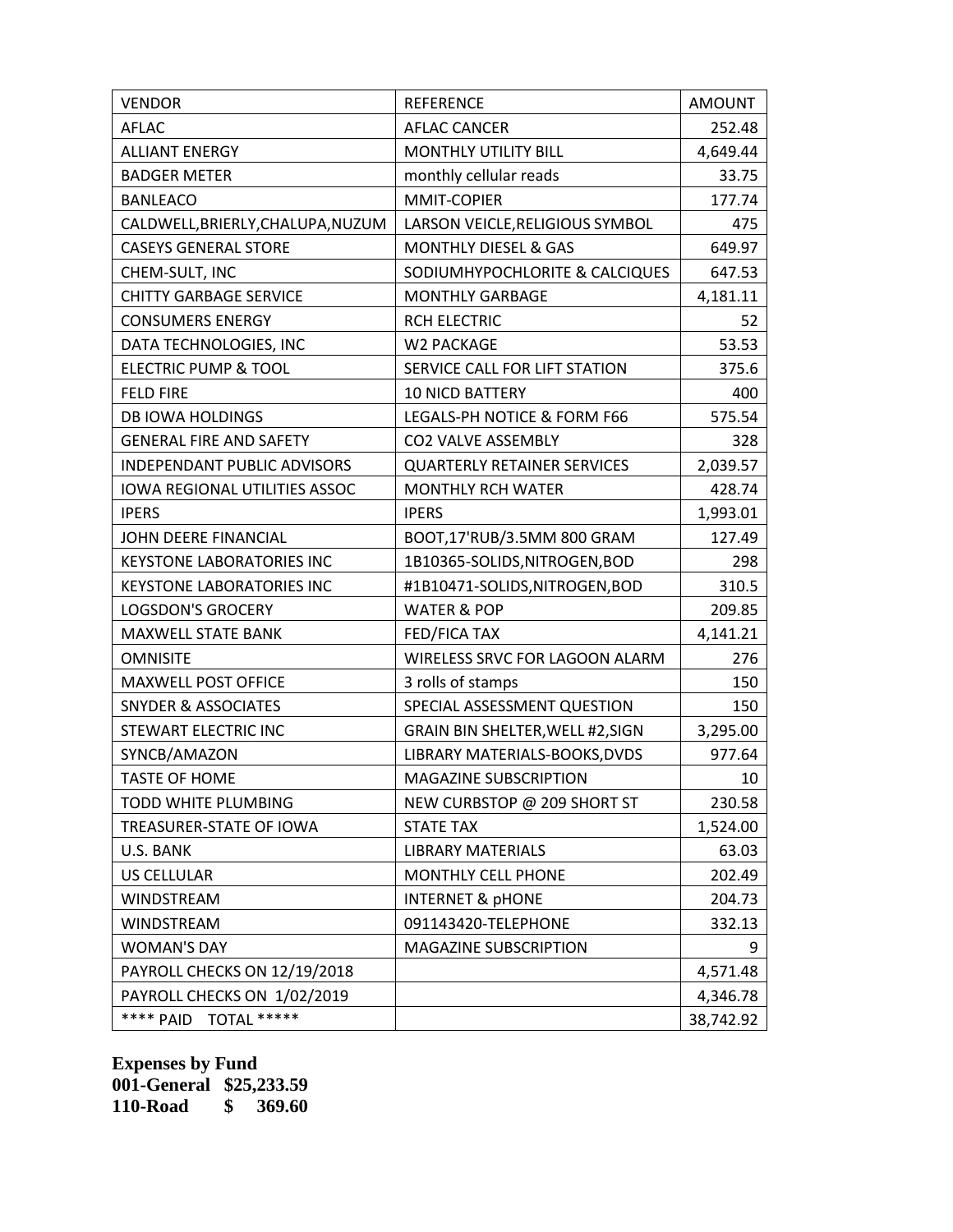| VENDOR | REFERENCE | AMOUNT |
|---|---|---|
| AFLAC | AFLAC CANCER | 252.48 |
| ALLIANT ENERGY | MONTHLY UTILITY BILL | 4,649.44 |
| BADGER METER | monthly cellular reads | 33.75 |
| BANLEACO | MMIT-COPIER | 177.74 |
| CALDWELL,BRIERLY,CHALUPA,NUZUM | LARSON VEICLE,RELIGIOUS SYMBOL | 475 |
| CASEYS GENERAL STORE | MONTHLY DIESEL & GAS | 649.97 |
| CHEM-SULT, INC | SODIUMHYPOCHLORITE & CALCIQUES | 647.53 |
| CHITTY GARBAGE SERVICE | MONTHLY GARBAGE | 4,181.11 |
| CONSUMERS ENERGY | RCH ELECTRIC | 52 |
| DATA TECHNOLOGIES, INC | W2 PACKAGE | 53.53 |
| ELECTRIC PUMP & TOOL | SERVICE CALL FOR LIFT STATION | 375.6 |
| FELD FIRE | 10 NICD BATTERY | 400 |
| DB IOWA HOLDINGS | LEGALS-PH NOTICE & FORM F66 | 575.54 |
| GENERAL FIRE AND SAFETY | CO2 VALVE ASSEMBLY | 328 |
| INDEPENDANT PUBLIC ADVISORS | QUARTERLY RETAINER SERVICES | 2,039.57 |
| IOWA REGIONAL UTILITIES ASSOC | MONTHLY RCH WATER | 428.74 |
| IPERS | IPERS | 1,993.01 |
| JOHN DEERE FINANCIAL | BOOT,17'RUB/3.5MM 800 GRAM | 127.49 |
| KEYSTONE LABORATORIES INC | 1B10365-SOLIDS,NITROGEN,BOD | 298 |
| KEYSTONE LABORATORIES INC | #1B10471-SOLIDS,NITROGEN,BOD | 310.5 |
| LOGSDON'S GROCERY | WATER & POP | 209.85 |
| MAXWELL STATE BANK | FED/FICA TAX | 4,141.21 |
| OMNISITE | WIRELESS SRVC FOR LAGOON ALARM | 276 |
| MAXWELL POST OFFICE | 3 rolls of stamps | 150 |
| SNYDER & ASSOCIATES | SPECIAL ASSESSMENT QUESTION | 150 |
| STEWART ELECTRIC INC | GRAIN BIN SHELTER,WELL #2,SIGN | 3,295.00 |
| SYNCB/AMAZON | LIBRARY MATERIALS-BOOKS,DVDS | 977.64 |
| TASTE OF HOME | MAGAZINE SUBSCRIPTION | 10 |
| TODD WHITE PLUMBING | NEW CURBSTOP @ 209 SHORT ST | 230.58 |
| TREASURER-STATE OF IOWA | STATE TAX | 1,524.00 |
| U.S. BANK | LIBRARY MATERIALS | 63.03 |
| US CELLULAR | MONTHLY CELL PHONE | 202.49 |
| WINDSTREAM | INTERNET & pHONE | 204.73 |
| WINDSTREAM | 091143420-TELEPHONE | 332.13 |
| WOMAN'S DAY | MAGAZINE SUBSCRIPTION | 9 |
| PAYROLL CHECKS ON 12/19/2018 | | 4,571.48 |
| PAYROLL CHECKS ON 1/02/2019 | | 4,346.78 |
| **** PAID TOTAL ***** | | 38,742.92 |

**Expenses by Fund**
**001-General $25,233.59**
**110-Road $ 369.60**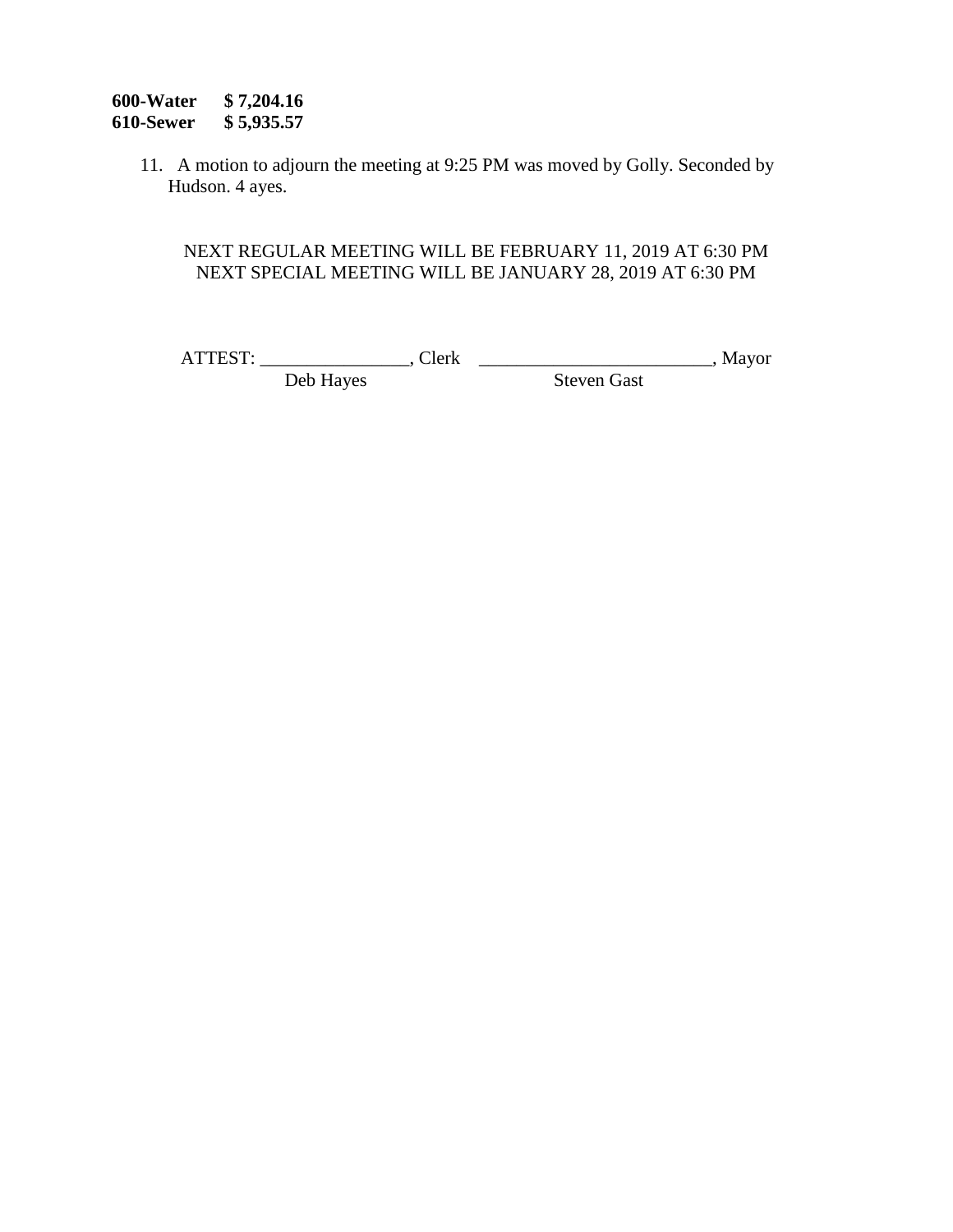**600-Water $ 7,204.16**
**610-Sewer $ 5,935.57**

11. A motion to adjourn the meeting at 9:25 PM was moved by Golly. Seconded by Hudson. 4 ayes.

NEXT REGULAR MEETING WILL BE FEBRUARY 11, 2019 AT 6:30 PM
NEXT SPECIAL MEETING WILL BE JANUARY 28, 2019 AT 6:30 PM

ATTEST: ________________, Clerk _________________________, Mayor
Deb Hayes Steven Gast